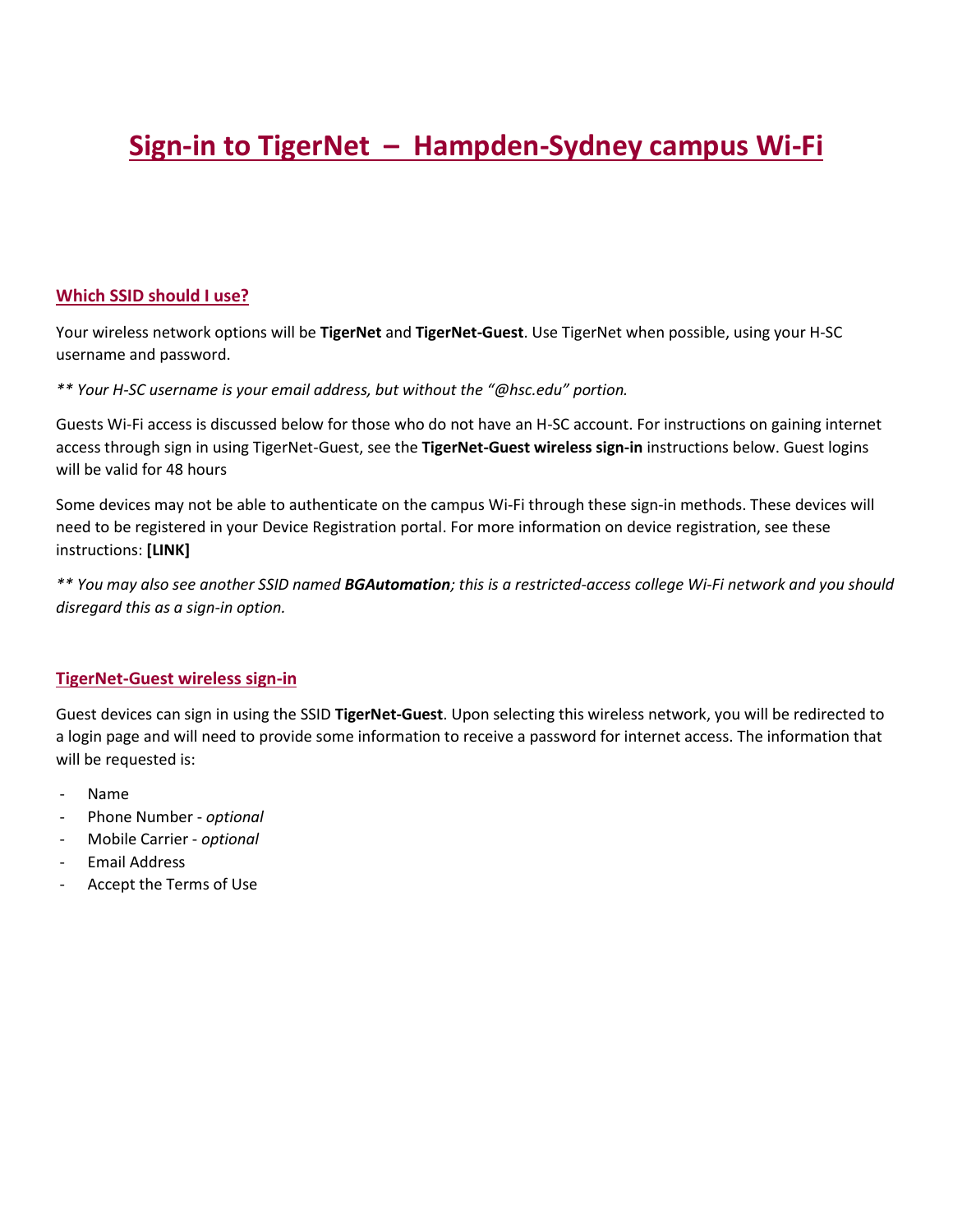# Sign-in to TigerNet – Hampden-Sydney campus Wi-Fi

## Which SSID should I use?

Your wireless network options will be **TigerNet** and **TigerNet-Guest**. Use TigerNet when possible, using your H-SC username and password.

*** Your H-SC username is your email address, but without the "@hsc.edu" portion.*

Guests Wi-Fi access is discussed below for those who do not have an H-SC account. For instructions on gaining internet access through sign in using TigerNet-Guest, see the **TigerNet-Guest wireless sign-in** instructions below. Guest logins will be valid for 48 hours

Some devices may not be able to authenticate on the campus Wi-Fi through these sign-in methods. These devices will need to be registered in your Device Registration portal. For more information on device registration, see these instructions: **[LINK]**

*** You may also see another SSID named **BGAutomation**; this is a restricted-access college Wi-Fi network and you should disregard this as a sign-in option.*

## TigerNet-Guest wireless sign-in

Guest devices can sign in using the SSID **TigerNet-Guest**. Upon selecting this wireless network, you will be redirected to a login page and will need to provide some information to receive a password for internet access. The information that will be requested is:

- Name
- Phone Number - *optional*
- Mobile Carrier - *optional*
- Email Address
- Accept the Terms of Use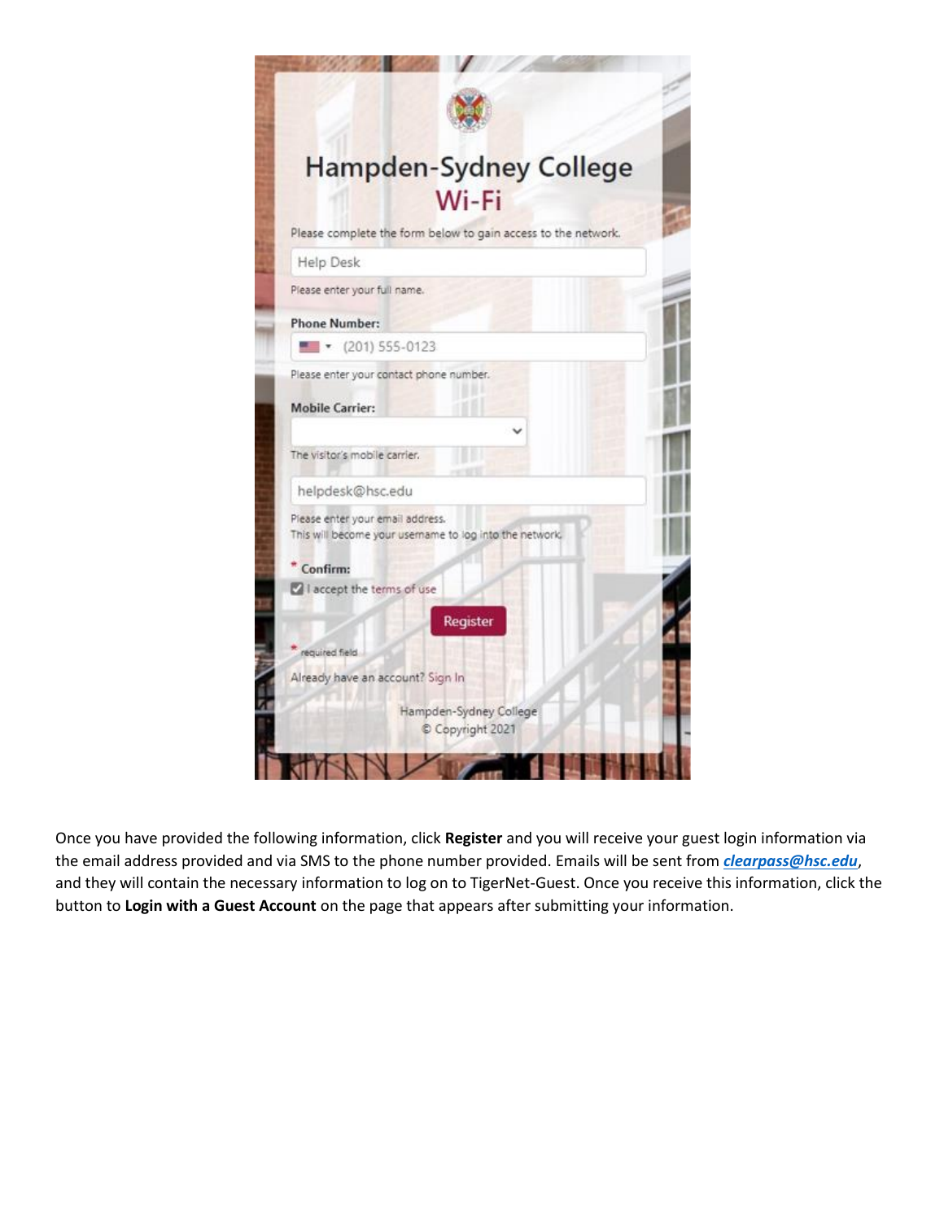Hampden-Sydney College

Wi-Fi

Please complete the form below to gain access to the network.

Help Desk

Please enter your full name.

**Phone Number:**

(201) 555-0123

Please enter your contact phone number.

**Mobile Carrier:**

The visitor's mobile carrier.

helpdesk@hsc.edu

Please enter your email address.
This will become your username to log into the network.

\* **Confirm:**

I accept the terms of use

Register

\* required field

Already have an account? Sign In

Hampden-Sydney College
© Copyright 2021

Once you have provided the following information, click **Register** and you will receive your guest login information via the email address provided and via SMS to the phone number provided. Emails will be sent from ***clearpass@hsc.edu***, and they will contain the necessary information to log on to TigerNet-Guest. Once you receive this information, click the button to **Login with a Guest Account** on the page that appears after submitting your information.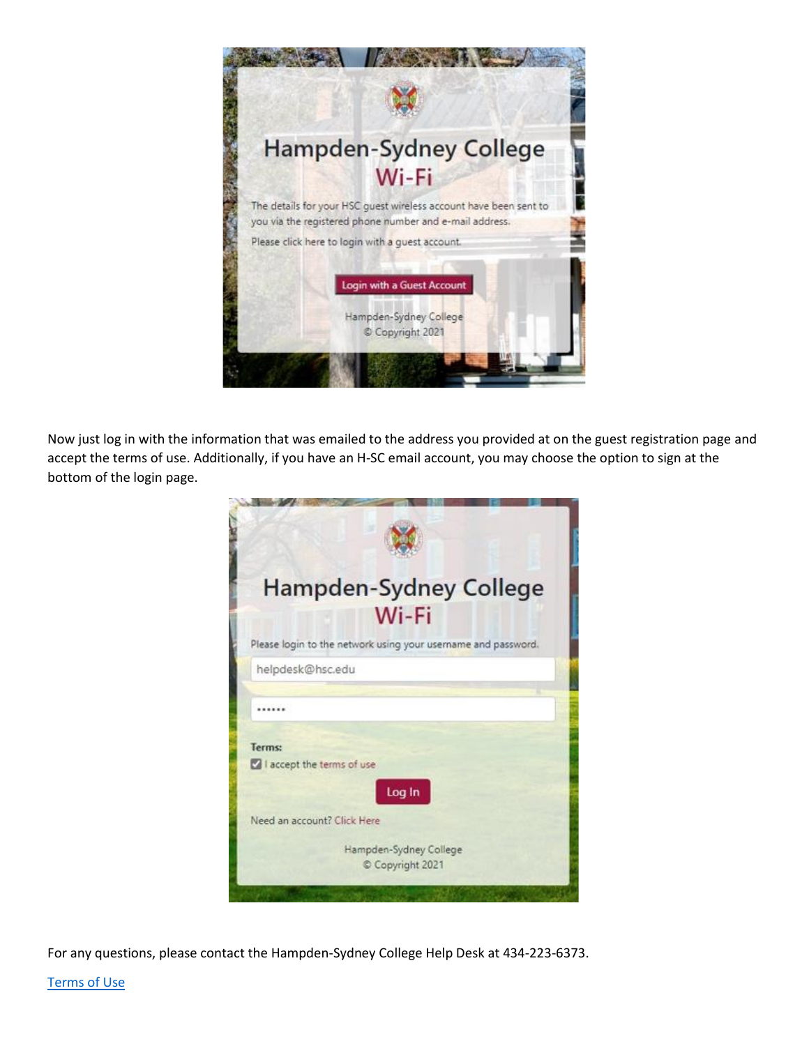Hampden-Sydney College

Wi-Fi

The details for your HSC guest wireless account have been sent to you via the registered phone number and e-mail address.

Please click here to login with a guest account.

Login with a Guest Account

Hampden-Sydney College
© Copyright 2021

Now just log in with the information that was emailed to the address you provided at on the guest registration page and accept the terms of use. Additionally, if you have an H-SC email account, you may choose the option to sign at the bottom of the login page.

Hampden-Sydney College

Wi-Fi

Please login to the network using your username and password.

helpdesk@hsc.edu

••••••

Terms:

I accept the terms of use

Log In

Need an account? Click Here

Hampden-Sydney College
© Copyright 2021

For any questions, please contact the Hampden-Sydney College Help Desk at 434-223-6373.

Terms of Use